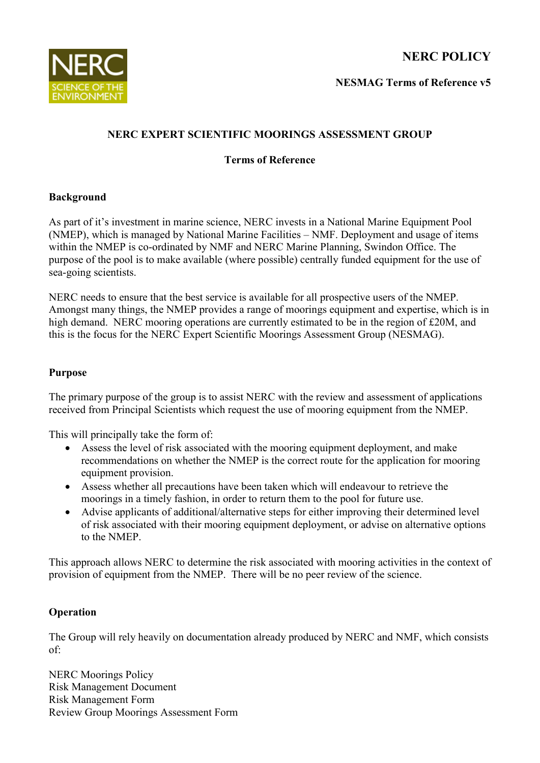**NERC POLICY**

**NESMAG Terms of Reference v5**

# NERC EXPERT SCIENTIFIC MOORINGS ASSESSMENT GROUP

## Terms of Reference

### Background

As part of it's investment in marine science, NERC invests in a National Marine Equipment Pool (NMEP), which is managed by National Marine Facilities – NMF. Deployment and usage of items within the NMEP is co-ordinated by NMF and NERC Marine Planning, Swindon Office. The purpose of the pool is to make available (where possible) centrally funded equipment for the use of sea-going scientists.

NERC needs to ensure that the best service is available for all prospective users of the NMEP. Amongst many things, the NMEP provides a range of moorings equipment and expertise, which is in high demand. NERC mooring operations are currently estimated to be in the region of £20M, and this is the focus for the NERC Expert Scientific Moorings Assessment Group (NESMAG).

### Purpose

The primary purpose of the group is to assist NERC with the review and assessment of applications received from Principal Scientists which request the use of mooring equipment from the NMEP.

This will principally take the form of:

- Assess the level of risk associated with the mooring equipment deployment, and make recommendations on whether the NMEP is the correct route for the application for mooring equipment provision.
- Assess whether all precautions have been taken which will endeavour to retrieve the moorings in a timely fashion, in order to return them to the pool for future use.
- Advise applicants of additional/alternative steps for either improving their determined level of risk associated with their mooring equipment deployment, or advise on alternative options to the NMEP.

This approach allows NERC to determine the risk associated with mooring activities in the context of provision of equipment from the NMEP. There will be no peer review of the science.

### Operation

The Group will rely heavily on documentation already produced by NERC and NMF, which consists of:

NERC Moorings Policy
Risk Management Document
Risk Management Form
Review Group Moorings Assessment Form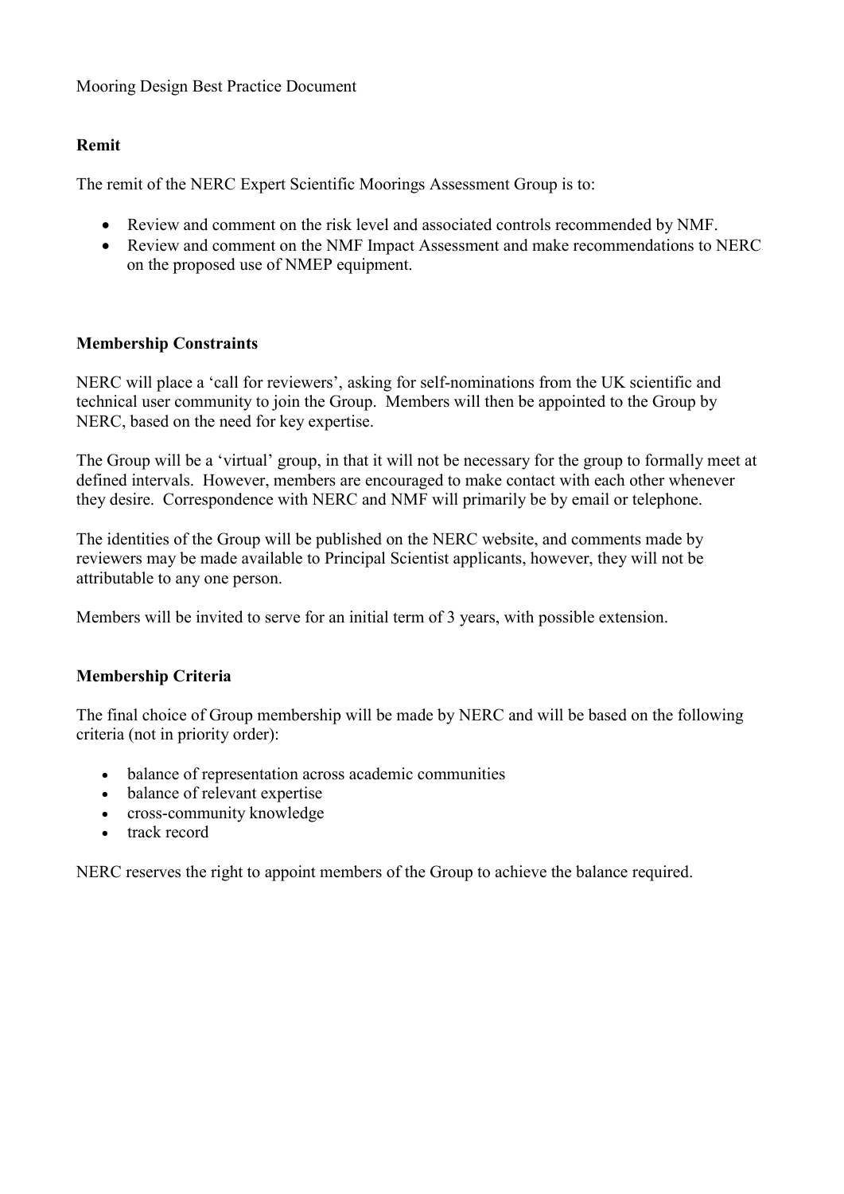Mooring Design Best Practice Document

**Remit**

The remit of the NERC Expert Scientific Moorings Assessment Group is to:

- Review and comment on the risk level and associated controls recommended by NMF.
- Review and comment on the NMF Impact Assessment and make recommendations to NERC on the proposed use of NMEP equipment.

**Membership Constraints**

NERC will place a 'call for reviewers', asking for self-nominations from the UK scientific and technical user community to join the Group. Members will then be appointed to the Group by NERC, based on the need for key expertise.

The Group will be a 'virtual' group, in that it will not be necessary for the group to formally meet at defined intervals. However, members are encouraged to make contact with each other whenever they desire. Correspondence with NERC and NMF will primarily be by email or telephone.

The identities of the Group will be published on the NERC website, and comments made by reviewers may be made available to Principal Scientist applicants, however, they will not be attributable to any one person.

Members will be invited to serve for an initial term of 3 years, with possible extension.

**Membership Criteria**

The final choice of Group membership will be made by NERC and will be based on the following criteria (not in priority order):

- balance of representation across academic communities
- balance of relevant expertise
- cross-community knowledge
- track record

NERC reserves the right to appoint members of the Group to achieve the balance required.